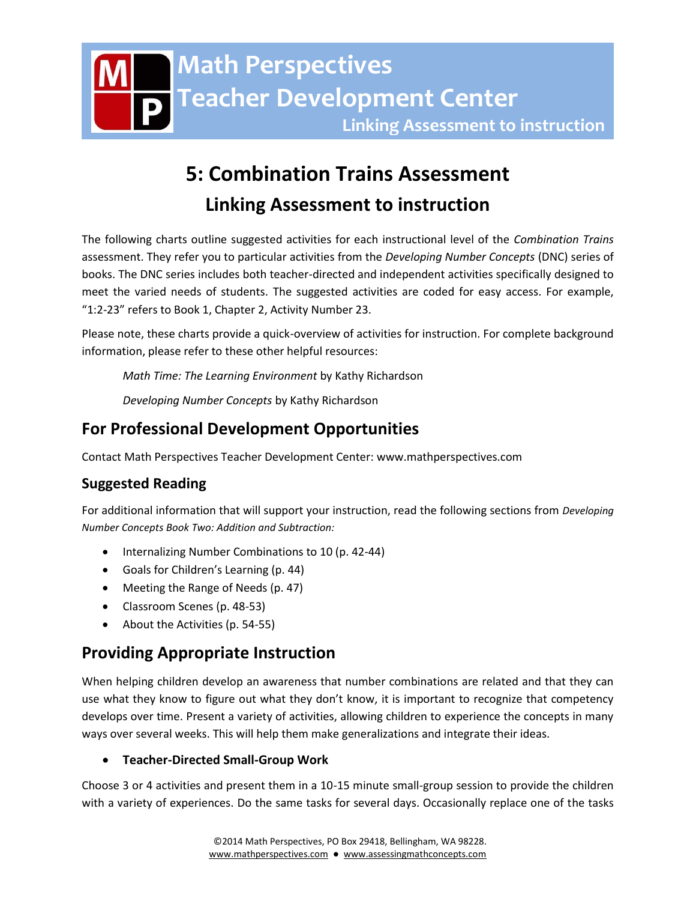# 5: Combination Trains Assessment

## Linking Assessment to instruction

The following charts outline suggested activities for each instructional level of the *Combination Trains* assessment. They refer you to particular activities from the *Developing Number Concepts* (DNC) series of books. The DNC series includes both teacher-directed and independent activities specifically designed to meet the varied needs of students. The suggested activities are coded for easy access. For example, "1:2-23" refers to Book 1, Chapter 2, Activity Number 23.

Please note, these charts provide a quick-overview of activities for instruction. For complete background information, please refer to these other helpful resources:

*Math Time: The Learning Environment* by Kathy Richardson

*Developing Number Concepts* by Kathy Richardson

## For Professional Development Opportunities

Contact Math Perspectives Teacher Development Center: www.mathperspectives.com

### Suggested Reading

For additional information that will support your instruction, read the following sections from *Developing Number Concepts Book Two: Addition and Subtraction:*

- Internalizing Number Combinations to 10 (p. 42-44)
- Goals for Children's Learning (p. 44)
- Meeting the Range of Needs (p. 47)
- Classroom Scenes (p. 48-53)
- About the Activities (p. 54-55)

## Providing Appropriate Instruction

When helping children develop an awareness that number combinations are related and that they can use what they know to figure out what they don't know, it is important to recognize that competency develops over time. Present a variety of activities, allowing children to experience the concepts in many ways over several weeks. This will help them make generalizations and integrate their ideas.

- **Teacher-Directed Small-Group Work**

Choose 3 or 4 activities and present them in a 10-15 minute small-group session to provide the children with a variety of experiences. Do the same tasks for several days. Occasionally replace one of the tasks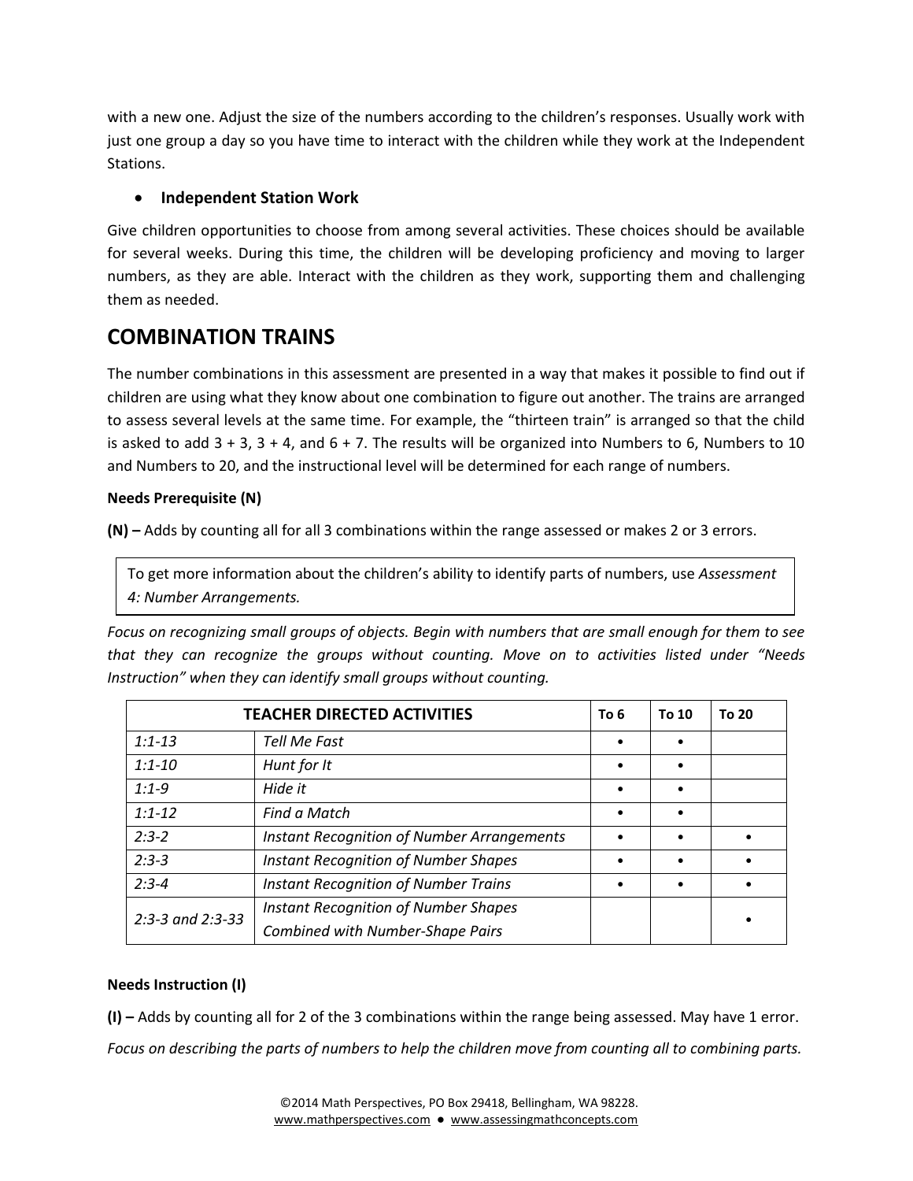with a new one. Adjust the size of the numbers according to the children's responses. Usually work with just one group a day so you have time to interact with the children while they work at the Independent Stations.

- **Independent Station Work**

Give children opportunities to choose from among several activities. These choices should be available for several weeks. During this time, the children will be developing proficiency and moving to larger numbers, as they are able. Interact with the children as they work, supporting them and challenging them as needed.

## COMBINATION TRAINS

The number combinations in this assessment are presented in a way that makes it possible to find out if children are using what they know about one combination to figure out another. The trains are arranged to assess several levels at the same time. For example, the "thirteen train" is arranged so that the child is asked to add 3 + 3, 3 + 4, and 6 + 7. The results will be organized into Numbers to 6, Numbers to 10 and Numbers to 20, and the instructional level will be determined for each range of numbers.

**Needs Prerequisite (N)**

**(N) –** Adds by counting all for all 3 combinations within the range assessed or makes 2 or 3 errors.

> To get more information about the children's ability to identify parts of numbers, use *Assessment 4: Number Arrangements.*

*Focus on recognizing small groups of objects. Begin with numbers that are small enough for them to see that they can recognize the groups without counting. Move on to activities listed under "Needs Instruction" when they can identify small groups without counting.*

| TEACHER DIRECTED ACTIVITIES | | To 6 | To 10 | To 20 |
|---|---|---|---|---|
| *1:1-13* | *Tell Me Fast* | • | • | |
| *1:1-10* | *Hunt for It* | • | • | |
| *1:1-9* | *Hide it* | • | • | |
| *1:1-12* | *Find a Match* | • | • | |
| *2:3-2* | *Instant Recognition of Number Arrangements* | • | • | • |
| *2:3-3* | *Instant Recognition of Number Shapes* | • | • | • |
| *2:3-4* | *Instant Recognition of Number Trains* | • | • | • |
| *2:3-3 and 2:3-33* | *Instant Recognition of Number Shapes Combined with Number-Shape Pairs* | | | • |

**Needs Instruction (I)**

**(I) –** Adds by counting all for 2 of the 3 combinations within the range being assessed. May have 1 error.

*Focus on describing the parts of numbers to help the children move from counting all to combining parts.*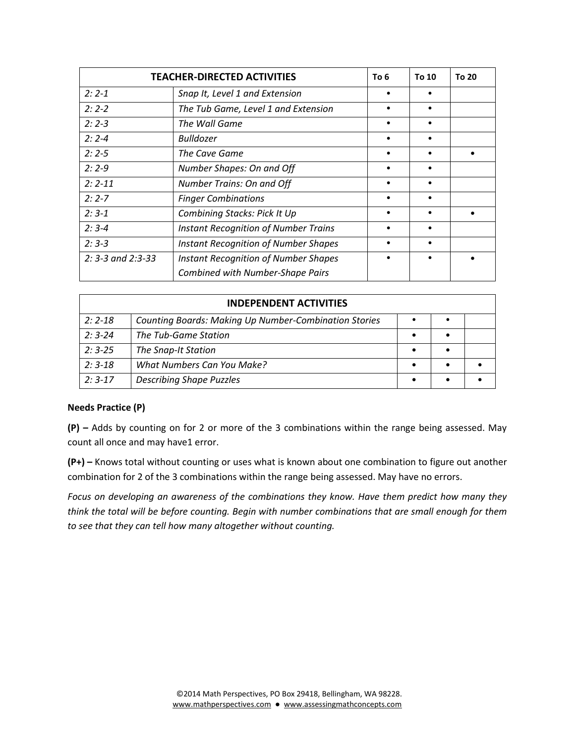| TEACHER-DIRECTED ACTIVITIES | | To 6 | To 10 | To 20 |
|---|---|---|---|---|
| *2: 2-1* | *Snap It, Level 1 and Extension* | • | • | |
| *2: 2-2* | *The Tub Game, Level 1 and Extension* | • | • | |
| *2: 2-3* | *The Wall Game* | • | • | |
| *2: 2-4* | *Bulldozer* | • | • | |
| *2: 2-5* | *The Cave Game* | • | • | • |
| *2: 2-9* | *Number Shapes: On and Off* | • | • | |
| *2: 2-11* | *Number Trains: On and Off* | • | • | |
| *2: 2-7* | *Finger Combinations* | • | • | |
| *2: 3-1* | *Combining Stacks: Pick It Up* | • | • | • |
| *2: 3-4* | *Instant Recognition of Number Trains* | • | • | |
| *2: 3-3* | *Instant Recognition of Number Shapes* | • | • | |
| *2: 3-3 and 2:3-33* | *Instant Recognition of Number Shapes Combined with Number-Shape Pairs* | • | • | • |

| INDEPENDENT ACTIVITIES | | | | |
|---|---|---|---|---|
| *2: 2-18* | *Counting Boards: Making Up Number-Combination Stories* | • | • | |
| *2: 3-24* | *The Tub-Game Station* | • | • | |
| *2: 3-25* | *The Snap-It Station* | • | • | |
| *2: 3-18* | *What Numbers Can You Make?* | • | • | • |
| *2: 3-17* | *Describing Shape Puzzles* | • | • | • |

**Needs Practice (P)**

**(P) –** Adds by counting on for 2 or more of the 3 combinations within the range being assessed. May count all once and may have1 error.

**(P+) –** Knows total without counting or uses what is known about one combination to figure out another combination for 2 of the 3 combinations within the range being assessed. May have no errors.

*Focus on developing an awareness of the combinations they know. Have them predict how many they think the total will be before counting. Begin with number combinations that are small enough for them to see that they can tell how many altogether without counting.*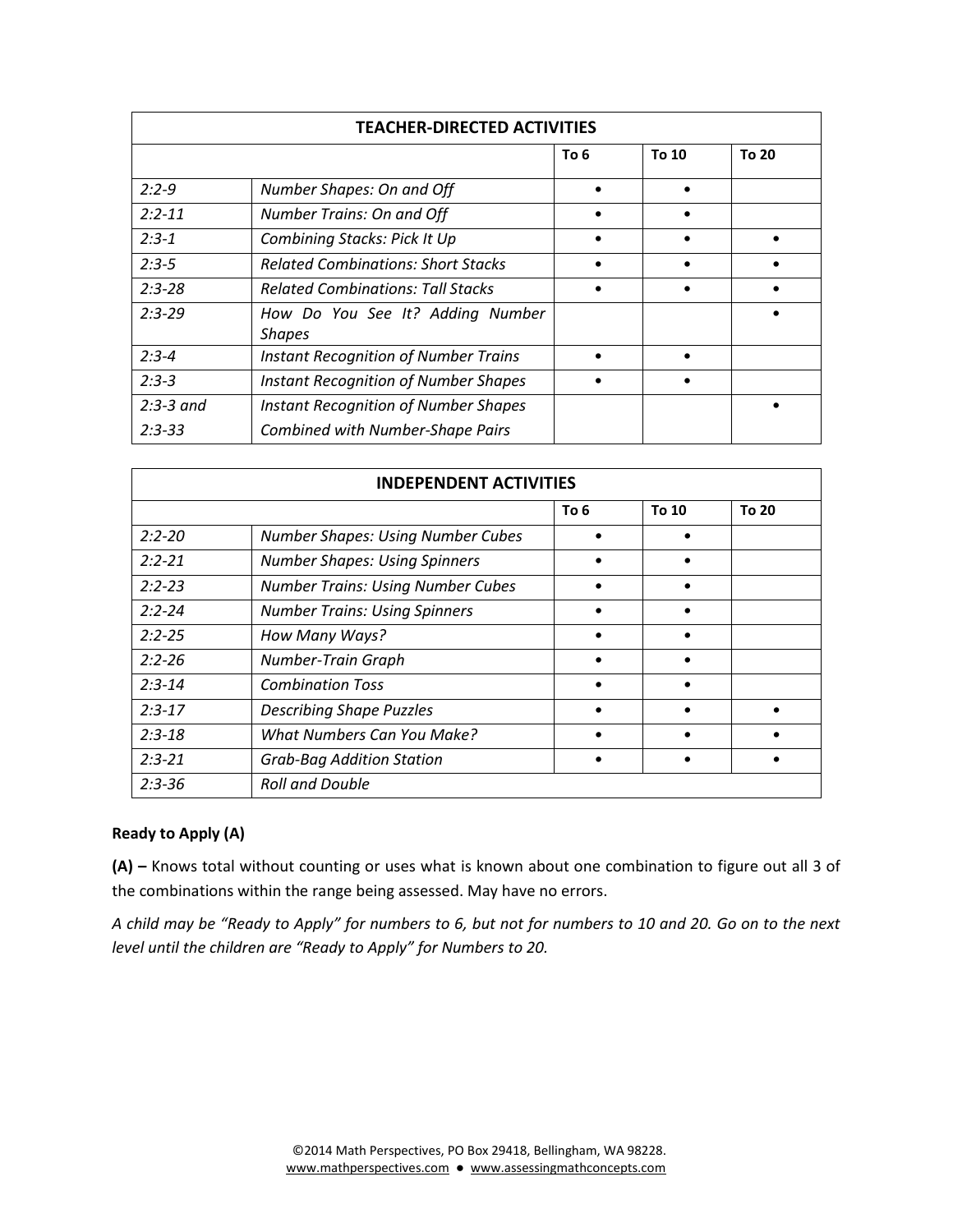| TEACHER-DIRECTED ACTIVITIES | | | | |
|---|---|---|---|---|
| | | To 6 | To 10 | To 20 |
| *2:2-9* | *Number Shapes: On and Off* | • | • | |
| *2:2-11* | *Number Trains: On and Off* | • | • | |
| *2:3-1* | *Combining Stacks: Pick It Up* | • | • | • |
| *2:3-5* | *Related Combinations: Short Stacks* | • | • | • |
| *2:3-28* | *Related Combinations: Tall Stacks* | • | • | • |
| *2:3-29* | *How Do You See It? Adding Number Shapes* | | | • |
| *2:3-4* | *Instant Recognition of Number Trains* | • | • | |
| *2:3-3* | *Instant Recognition of Number Shapes* | • | • | |
| *2:3-3 and 2:3-33* | *Instant Recognition of Number Shapes Combined with Number-Shape Pairs* | | | • |

| INDEPENDENT ACTIVITIES | | | | |
|---|---|---|---|---|
| | | To 6 | To 10 | To 20 |
| *2:2-20* | *Number Shapes: Using Number Cubes* | • | • | |
| *2:2-21* | *Number Shapes: Using Spinners* | • | • | |
| *2:2-23* | *Number Trains: Using Number Cubes* | • | • | |
| *2:2-24* | *Number Trains: Using Spinners* | • | • | |
| *2:2-25* | *How Many Ways?* | • | • | |
| *2:2-26* | *Number-Train Graph* | • | • | |
| *2:3-14* | *Combination Toss* | • | • | |
| *2:3-17* | *Describing Shape Puzzles* | • | • | • |
| *2:3-18* | *What Numbers Can You Make?* | • | • | • |
| *2:3-21* | *Grab-Bag Addition Station* | • | • | • |
| *2:3-36* | *Roll and Double* | | | |

**Ready to Apply (A)**

**(A) –** Knows total without counting or uses what is known about one combination to figure out all 3 of the combinations within the range being assessed. May have no errors.

*A child may be "Ready to Apply" for numbers to 6, but not for numbers to 10 and 20. Go on to the next level until the children are "Ready to Apply" for Numbers to 20.*

©2014 Math Perspectives, PO Box 29418, Bellingham, WA 98228.
www.mathperspectives.com ● www.assessingmathconcepts.com